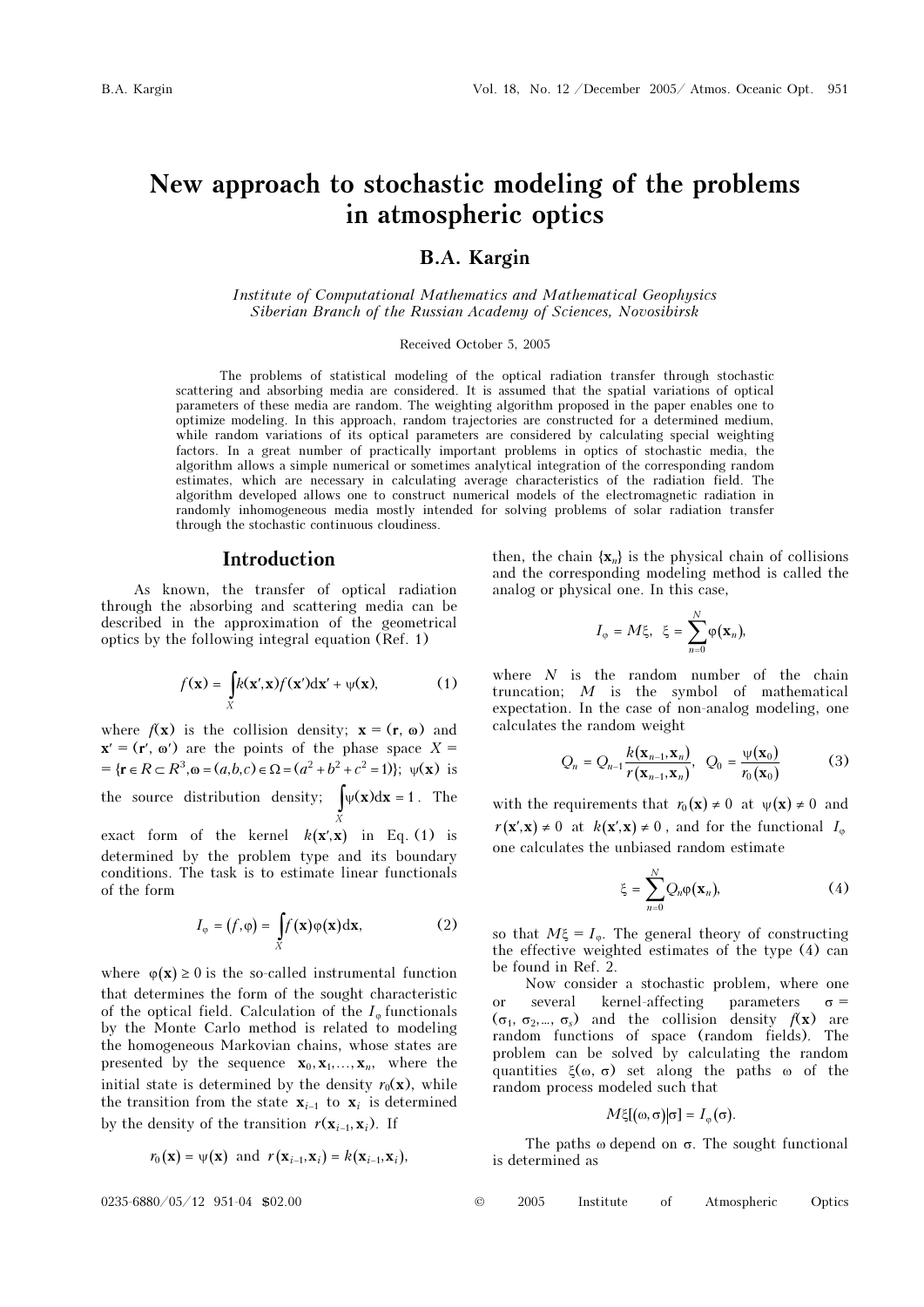# New approach to stochastic modeling of the problems in atmospheric optics

**B.A. Kargin**

*Institute of Computational Mathematics and Mathematical Geophysics*
*Siberian Branch of the Russian Academy of Sciences, Novosibirsk*

Received October 5, 2005

The problems of statistical modeling of the optical radiation transfer through stochastic scattering and absorbing media are considered. It is assumed that the spatial variations of optical parameters of these media are random. The weighting algorithm proposed in the paper enables one to optimize modeling. In this approach, random trajectories are constructed for a determined medium, while random variations of its optical parameters are considered by calculating special weighting factors. In a great number of practically important problems in optics of stochastic media, the algorithm allows a simple numerical or sometimes analytical integration of the corresponding random estimates, which are necessary in calculating average characteristics of the radiation field. The algorithm developed allows one to construct numerical models of the electromagnetic radiation in randomly inhomogeneous media mostly intended for solving problems of solar radiation transfer through the stochastic continuous cloudiness.

## Introduction

As known, the transfer of optical radiation through the absorbing and scattering media can be described in the approximation of the geometrical optics by the following integral equation (Ref. 1)

$$f(\mathbf{x}) = \int_X k(\mathbf{x}', \mathbf{x}) f(\mathbf{x}') \mathrm{d}\mathbf{x}' + \psi(\mathbf{x}), \tag{1}$$

where $f(\mathbf{x})$ is the collision density; $\mathbf{x} = (\mathbf{r}, \boldsymbol{\omega})$ and $\mathbf{x}' = (\mathbf{r}', \boldsymbol{\omega}')$ are the points of the phase space $X = \{\mathbf{r} \in R \subset R^3, \boldsymbol{\omega} = (a,b,c) \in \Omega = (a^2 + b^2 + c^2 = 1)\}$; $\psi(\mathbf{x})$ is the source distribution density; $\int_X \psi(\mathbf{x}) \mathrm{d}\mathbf{x} = 1$. The exact form of the kernel $k(\mathbf{x}', \mathbf{x})$ in Eq. (1) is determined by the problem type and its boundary conditions. The task is to estimate linear functionals of the form

$$I_\varphi = (f, \varphi) = \int_X f(\mathbf{x}) \varphi(\mathbf{x}) \mathrm{d}\mathbf{x}, \tag{2}$$

where $\varphi(\mathbf{x}) \geq 0$ is the so-called instrumental function that determines the form of the sought characteristic of the optical field. Calculation of the $I_\varphi$ functionals by the Monte Carlo method is related to modeling the homogeneous Markovian chains, whose states are presented by the sequence $\mathbf{x}_0, \mathbf{x}_1, \ldots, \mathbf{x}_n$, where the initial state is determined by the density $r_0(\mathbf{x})$, while the transition from the state $\mathbf{x}_{i-1}$ to $\mathbf{x}_i$ is determined by the density of the transition $r(\mathbf{x}_{i-1}, \mathbf{x}_i)$. If

$$r_0(\mathbf{x}) = \psi(\mathbf{x}) \text{ and } r(\mathbf{x}_{i-1}, \mathbf{x}_i) = k(\mathbf{x}_{i-1}, \mathbf{x}_i),$$

then, the chain $\{\mathbf{x}_n\}$ is the physical chain of collisions and the corresponding modeling method is called the analog or physical one. In this case,

$$I_\varphi = M\xi, \quad \xi = \sum_{n=0}^{N} \varphi(\mathbf{x}_n),$$

where $N$ is the random number of the chain truncation; $M$ is the symbol of mathematical expectation. In the case of non-analog modeling, one calculates the random weight

$$Q_n = Q_{n-1} \frac{k(\mathbf{x}_{n-1}, \mathbf{x}_n)}{r(\mathbf{x}_{n-1}, \mathbf{x}_n)}, \quad Q_0 = \frac{\psi(\mathbf{x}_0)}{r_0(\mathbf{x}_0)} \tag{3}$$

with the requirements that $r_0(\mathbf{x}) \neq 0$ at $\psi(\mathbf{x}) \neq 0$ and $r(\mathbf{x}', \mathbf{x}) \neq 0$ at $k(\mathbf{x}', \mathbf{x}) \neq 0$, and for the functional $I_\varphi$ one calculates the unbiased random estimate

$$\xi = \sum_{n=0}^{N} Q_n \varphi(\mathbf{x}_n), \tag{4}$$

so that $M\xi = I_\varphi$. The general theory of constructing the effective weighted estimates of the type (4) can be found in Ref. 2.

Now consider a stochastic problem, where one or several kernel-affecting parameters $\sigma = (\sigma_1, \sigma_2, \ldots, \sigma_s)$ and the collision density $f(\mathbf{x})$ are random functions of space (random fields). The problem can be solved by calculating the random quantities $\xi(\omega, \sigma)$ set along the paths $\omega$ of the random process modeled such that

$$M\xi[(\omega, \sigma) | \sigma] = I_\varphi(\sigma).$$

The paths $\omega$ depend on $\sigma$. The sought functional is determined as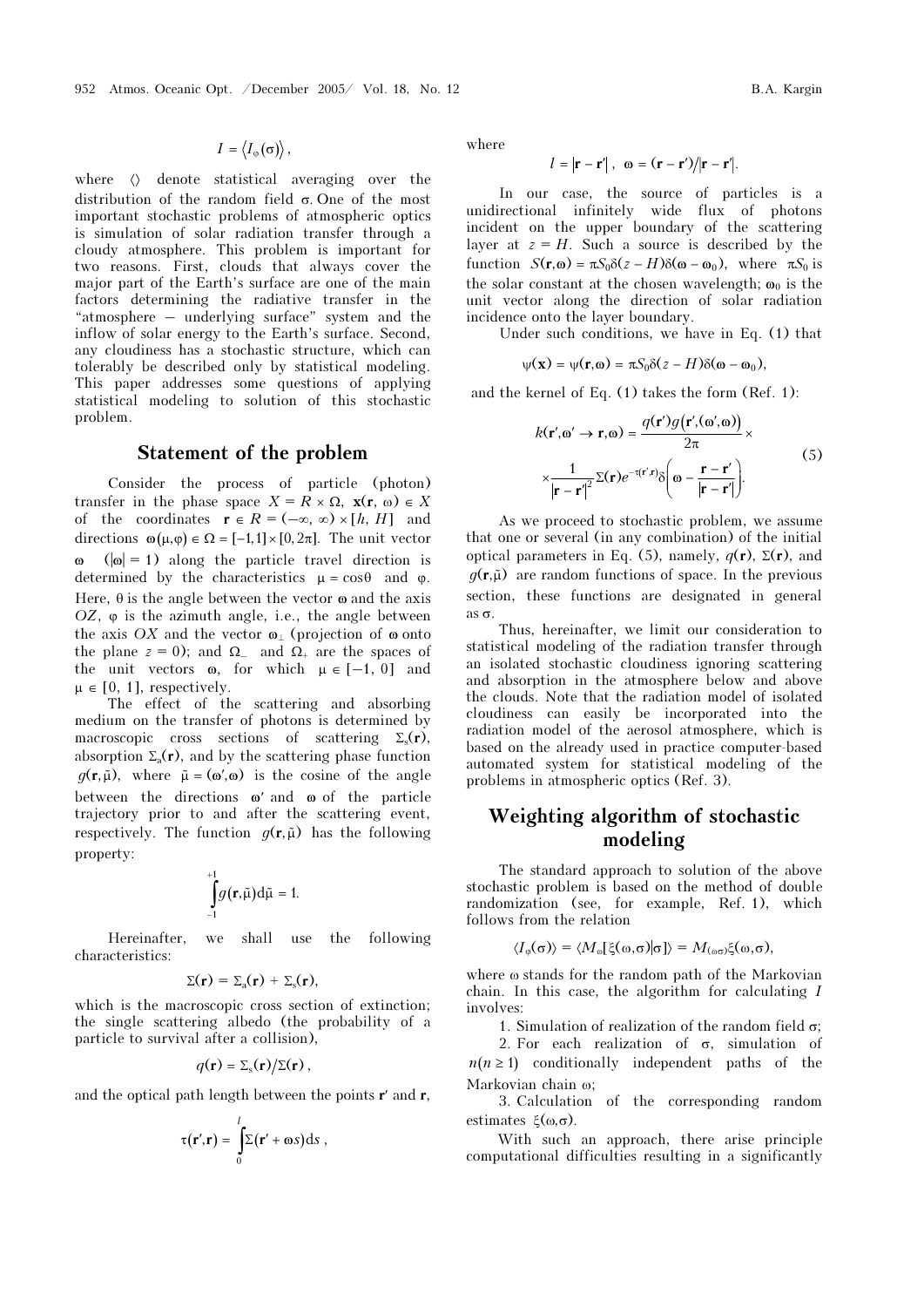$$I = \langle I_{\varphi}(\sigma) \rangle,$$

where $\langle\rangle$ denote statistical averaging over the distribution of the random field $\sigma$. One of the most important stochastic problems of atmospheric optics is simulation of solar radiation transfer through a cloudy atmosphere. This problem is important for two reasons. First, clouds that always cover the major part of the Earth's surface are one of the main factors determining the radiative transfer in the "atmosphere – underlying surface" system and the inflow of solar energy to the Earth's surface. Second, any cloudiness has a stochastic structure, which can tolerably be described only by statistical modeling. This paper addresses some questions of applying statistical modeling to solution of this stochastic problem.

## Statement of the problem

Consider the process of particle (photon) transfer in the phase space $X = R \times \Omega$, $\mathbf{x}(\mathbf{r}, \omega) \in X$ of the coordinates $\mathbf{r} \in R = (-\infty, \infty) \times [h, H]$ and directions $\boldsymbol{\omega}(\mu, \varphi) \in \Omega = [-1, 1] \times [0, 2\pi]$. The unit vector $\boldsymbol{\omega}$ ($|\boldsymbol{\omega}| = 1$) along the particle travel direction is determined by the characteristics $\mu = \cos\theta$ and $\varphi$. Here, $\theta$ is the angle between the vector $\boldsymbol{\omega}$ and the axis $OZ$, $\varphi$ is the azimuth angle, i.e., the angle between the axis $OX$ and the vector $\boldsymbol{\omega}_{\perp}$ (projection of $\boldsymbol{\omega}$ onto the plane $z = 0$); and $\Omega_{-}$ and $\Omega_{+}$ are the spaces of the unit vectors $\boldsymbol{\omega}$, for which $\mu \in [-1, 0]$ and $\mu \in [0, 1]$, respectively.

The effect of the scattering and absorbing medium on the transfer of photons is determined by macroscopic cross sections of scattering $\Sigma_s(\mathbf{r})$, absorption $\Sigma_a(\mathbf{r})$, and by the scattering phase function $g(\mathbf{r}, \tilde{\mu})$, where $\tilde{\mu} = (\boldsymbol{\omega}', \boldsymbol{\omega})$ is the cosine of the angle between the directions $\boldsymbol{\omega}'$ and $\boldsymbol{\omega}$ of the particle trajectory prior to and after the scattering event, respectively. The function $g(\mathbf{r}, \tilde{\mu})$ has the following property:

$$\int_{-1}^{+1} g(\mathbf{r}, \tilde{\mu}) \mathrm{d}\tilde{\mu} = 1.$$

Hereinafter, we shall use the following characteristics:

$$\Sigma(\mathbf{r}) = \Sigma_a(\mathbf{r}) + \Sigma_s(\mathbf{r}),$$

which is the macroscopic cross section of extinction; the single scattering albedo (the probability of a particle to survival after a collision),

$$q(\mathbf{r}) = \Sigma_s(\mathbf{r}) / \Sigma(\mathbf{r}),$$

and the optical path length between the points $\mathbf{r}'$ and $\mathbf{r}$,

$$\tau(\mathbf{r}', \mathbf{r}) = \int_0^l \Sigma(\mathbf{r}' + \boldsymbol{\omega} s) \mathrm{d}s,$$

where

$$l = |\mathbf{r} - \mathbf{r}'|, \quad \boldsymbol{\omega} = (\mathbf{r} - \mathbf{r}') / |\mathbf{r} - \mathbf{r}'|.$$

In our case, the source of particles is a unidirectional infinitely wide flux of photons incident on the upper boundary of the scattering layer at $z = H$. Such a source is described by the function $S(\mathbf{r}, \boldsymbol{\omega}) = \pi S_0 \delta(z - H) \delta(\boldsymbol{\omega} - \boldsymbol{\omega}_0)$, where $\pi S_0$ is the solar constant at the chosen wavelength; $\boldsymbol{\omega}_0$ is the unit vector along the direction of solar radiation incidence onto the layer boundary.

Under such conditions, we have in Eq. (1) that

$$\psi(\mathbf{x}) = \psi(\mathbf{r}, \boldsymbol{\omega}) = \pi S_0 \delta(z - H) \delta(\boldsymbol{\omega} - \boldsymbol{\omega}_0),$$

and the kernel of Eq. (1) takes the form (Ref. 1):

$$k(\mathbf{r}', \boldsymbol{\omega}' \to \mathbf{r}, \boldsymbol{\omega}) = \frac{q(\mathbf{r}') g(\mathbf{r}', (\boldsymbol{\omega}', \boldsymbol{\omega}))}{2\pi} \times \frac{1}{|\mathbf{r} - \mathbf{r}'|^2} \Sigma(\mathbf{r}) e^{-\tau(\mathbf{r}', \mathbf{r})} \delta\left(\boldsymbol{\omega} - \frac{\mathbf{r} - \mathbf{r}'}{|\mathbf{r} - \mathbf{r}'|}\right). \tag{5}$$

As we proceed to stochastic problem, we assume that one or several (in any combination) of the initial optical parameters in Eq. (5), namely, $q(\mathbf{r})$, $\Sigma(\mathbf{r})$, and $g(\mathbf{r}, \tilde{\mu})$ are random functions of space. In the previous section, these functions are designated in general as $\sigma$.

Thus, hereinafter, we limit our consideration to statistical modeling of the radiation transfer through an isolated stochastic cloudiness ignoring scattering and absorption in the atmosphere below and above the clouds. Note that the radiation model of isolated cloudiness can easily be incorporated into the radiation model of the aerosol atmosphere, which is based on the already used in practice computer-based automated system for statistical modeling of the problems in atmospheric optics (Ref. 3).

## Weighting algorithm of stochastic modeling

The standard approach to solution of the above stochastic problem is based on the method of double randomization (see, for example, Ref. 1), which follows from the relation

$$\langle I_{\varphi}(\sigma) \rangle = \langle M_{\omega}[\xi(\omega, \sigma) | \sigma] \rangle = M_{(\omega\sigma)} \xi(\omega, \sigma),$$

where $\omega$ stands for the random path of the Markovian chain. In this case, the algorithm for calculating $I$ involves:

1. Simulation of realization of the random field $\sigma$;
2. For each realization of $\sigma$, simulation of $n (n \geq 1)$ conditionally independent paths of the Markovian chain $\omega$;
3. Calculation of the corresponding random estimates $\xi(\omega, \sigma)$.

With such an approach, there arise principle computational difficulties resulting in a significantly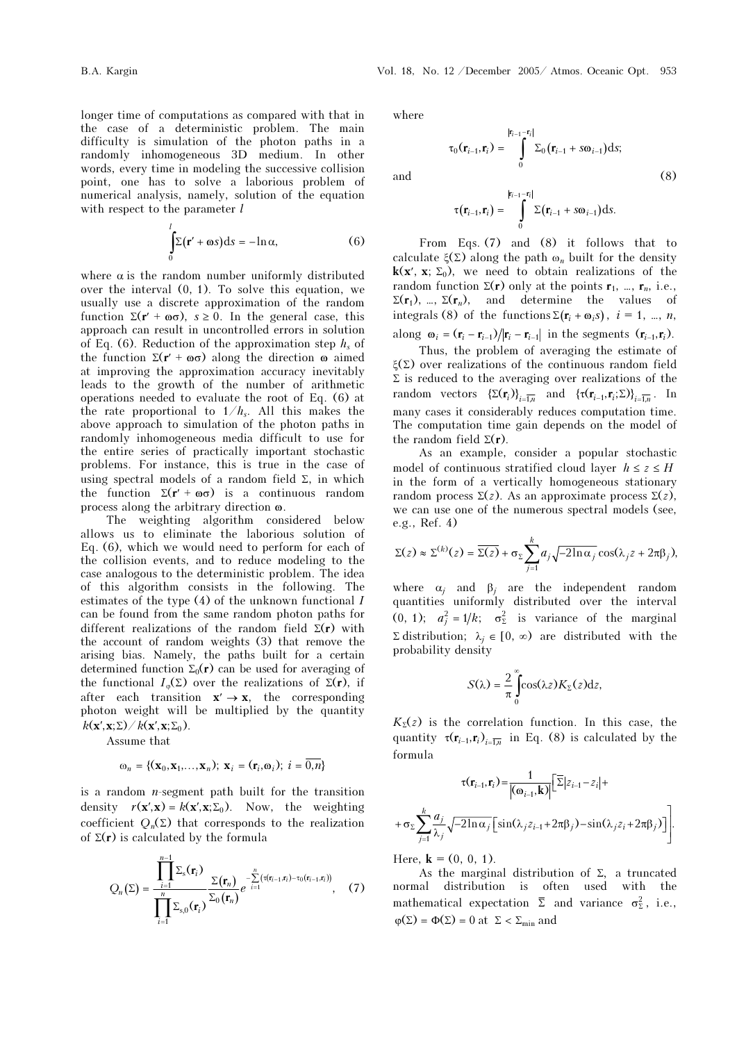longer time of computations as compared with that in the case of a deterministic problem. The main difficulty is simulation of the photon paths in a randomly inhomogeneous 3D medium. In other words, every time in modeling the successive collision point, one has to solve a laborious problem of numerical analysis, namely, solution of the equation with respect to the parameter $l$

$$\int_0^l \Sigma(\mathbf{r}' + \boldsymbol{\omega}s)\mathrm{d}s = -\ln\alpha, \qquad (6)$$

where $\alpha$ is the random number uniformly distributed over the interval (0, 1). To solve this equation, we usually use a discrete approximation of the random function $\Sigma(\mathbf{r}' + \boldsymbol{\omega}\sigma)$, $s \ge 0$. In the general case, this approach can result in uncontrolled errors in solution of Eq. (6). Reduction of the approximation step $h_s$ of the function $\Sigma(\mathbf{r}' + \boldsymbol{\omega}\sigma)$ along the direction $\boldsymbol{\omega}$ aimed at improving the approximation accuracy inevitably leads to the growth of the number of arithmetic operations needed to evaluate the root of Eq. (6) at the rate proportional to $1/h_s$. All this makes the above approach to simulation of the photon paths in randomly inhomogeneous media difficult to use for the entire series of practically important stochastic problems. For instance, this is true in the case of using spectral models of a random field $\Sigma$, in which the function $\Sigma(\mathbf{r}' + \boldsymbol{\omega}\sigma)$ is a continuous random process along the arbitrary direction $\boldsymbol{\omega}$.

The weighting algorithm considered below allows us to eliminate the laborious solution of Eq. (6), which we would need to perform for each of the collision events, and to reduce modeling to the case analogous to the deterministic problem. The idea of this algorithm consists in the following. The estimates of the type (4) of the unknown functional $I$ can be found from the same random photon paths for different realizations of the random field $\Sigma(\mathbf{r})$ with the account of random weights (3) that remove the arising bias. Namely, the paths built for a certain determined function $\Sigma_0(\mathbf{r})$ can be used for averaging of the functional $I_\varphi(\Sigma)$ over the realizations of $\Sigma(\mathbf{r})$, if after each transition $\mathbf{x}' \to \mathbf{x}$, the corresponding photon weight will be multiplied by the quantity $k(\mathbf{x}',\mathbf{x};\Sigma)/k(\mathbf{x}',\mathbf{x};\Sigma_0)$.

Assume that

$$\omega_n = \{(\mathbf{x}_0, \mathbf{x}_1, \ldots, \mathbf{x}_n);\ \mathbf{x}_i = (\mathbf{r}_i, \boldsymbol{\omega}_i);\ i = \overline{0,n}\}$$

is a random $n$-segment path built for the transition density $r(\mathbf{x}',\mathbf{x}) = k(\mathbf{x}',\mathbf{x};\Sigma_0)$. Now, the weighting coefficient $Q_n(\Sigma)$ that corresponds to the realization of $\Sigma(\mathbf{r})$ is calculated by the formula

$$Q_n(\Sigma) = \frac{\prod_{i=1}^{n-1}\Sigma_s(\mathbf{r}_i)}{\prod_{i=1}^{n}\Sigma_{s,0}(\mathbf{r}_i)} \frac{\Sigma(\mathbf{r}_n)}{\Sigma_0(\mathbf{r}_n)} e^{-\sum_{i=1}^{n}\left(\tau(\mathbf{r}_{i-1},\mathbf{r}_i) - \tau_0(\mathbf{r}_{i-1},\mathbf{r}_i)\right)}, \qquad (7)$$

where

$$\tau_0(\mathbf{r}_{i-1},\mathbf{r}_i) = \int_0^{|\mathbf{r}_{i-1}-\mathbf{r}_i|} \Sigma_0(\mathbf{r}_{i-1} + s\boldsymbol{\omega}_{i-1})\mathrm{d}s;$$

and

$$\tau(\mathbf{r}_{i-1},\mathbf{r}_i) = \int_0^{|\mathbf{r}_{i-1}-\mathbf{r}_i|} \Sigma(\mathbf{r}_{i-1} + s\boldsymbol{\omega}_{i-1})\mathrm{d}s. \qquad (8)$$

From Eqs. (7) and (8) it follows that to calculate $\xi(\Sigma)$ along the path $\omega_n$ built for the density $\mathbf{k}(\mathbf{x}', \mathbf{x};\Sigma_0)$, we need to obtain realizations of the random function $\Sigma(\mathbf{r})$ only at the points $\mathbf{r}_1, \ldots, \mathbf{r}_n$, i.e., $\Sigma(\mathbf{r}_1), \ldots, \Sigma(\mathbf{r}_n)$, and determine the values of integrals (8) of the functions $\Sigma(\mathbf{r}_i + \boldsymbol{\omega}_i s)$, $i = 1, \ldots, n$, along $\boldsymbol{\omega}_i = (\mathbf{r}_i - \mathbf{r}_{i-1})/|\mathbf{r}_i - \mathbf{r}_{i-1}|$ in the segments $(\mathbf{r}_{i-1}, \mathbf{r}_i)$.

Thus, the problem of averaging the estimate of $\xi(\Sigma)$ over realizations of the continuous random field $\Sigma$ is reduced to the averaging over realizations of the random vectors $\{\Sigma(\mathbf{r}_i)\}_{i=\overline{1,n}}$ and $\{\tau(\mathbf{r}_{i-1},\mathbf{r}_i;\Sigma)\}_{i=\overline{1,n}}$. In many cases it considerably reduces computation time. The computation time gain depends on the model of the random field $\Sigma(\mathbf{r})$.

As an example, consider a popular stochastic model of continuous stratified cloud layer $h \le z \le H$ in the form of a vertically homogeneous stationary random process $\Sigma(z)$. As an approximate process $\Sigma(z)$, we can use one of the numerous spectral models (see, e.g., Ref. 4)

$$\Sigma(z) \approx \Sigma^{(k)}(z) = \overline{\Sigma(z)} + \sigma_\Sigma \sum_{j=1}^{k} a_j \sqrt{-2\ln\alpha_j}\cos(\lambda_j z + 2\pi\beta_j),$$

where $\alpha_j$ and $\beta_j$ are the independent random quantities uniformly distributed over the interval (0, 1); $a_j^2 = 1/k$; $\sigma_\Sigma^2$ is variance of the marginal $\Sigma$ distribution; $\lambda_j \in [0, \infty)$ are distributed with the probability density

$$S(\lambda) = \frac{2}{\pi}\int_0^\infty \cos(\lambda z) K_\Sigma(z)\mathrm{d}z,$$

$K_\Sigma(z)$ is the correlation function. In this case, the quantity $\tau(\mathbf{r}_{i-1},\mathbf{r}_i)_{i=\overline{1,n}}$ in Eq. (8) is calculated by the formula

$$\tau(\mathbf{r}_{i-1},\mathbf{r}_i) = \frac{1}{|(\boldsymbol{\omega}_{i-1},\mathbf{k})|}\Bigg[\overline{\Sigma}|z_{i-1} - z_i| + \sigma_\Sigma \sum_{j=1}^{k} \frac{a_j}{\lambda_j}\sqrt{-2\ln\alpha_j}\left[\sin(\lambda_j z_{i-1} + 2\pi\beta_j) - \sin(\lambda_j z_i + 2\pi\beta_j)\right]\Bigg].$$

Here, $\mathbf{k} = (0, 0, 1)$.

As the marginal distribution of $\Sigma$, a truncated normal distribution is often used with the mathematical expectation $\overline{\Sigma}$ and variance $\sigma_\Sigma^2$, i.e., $\varphi(\Sigma) = \Phi(\Sigma) = 0$ at $\Sigma < \Sigma_{\min}$ and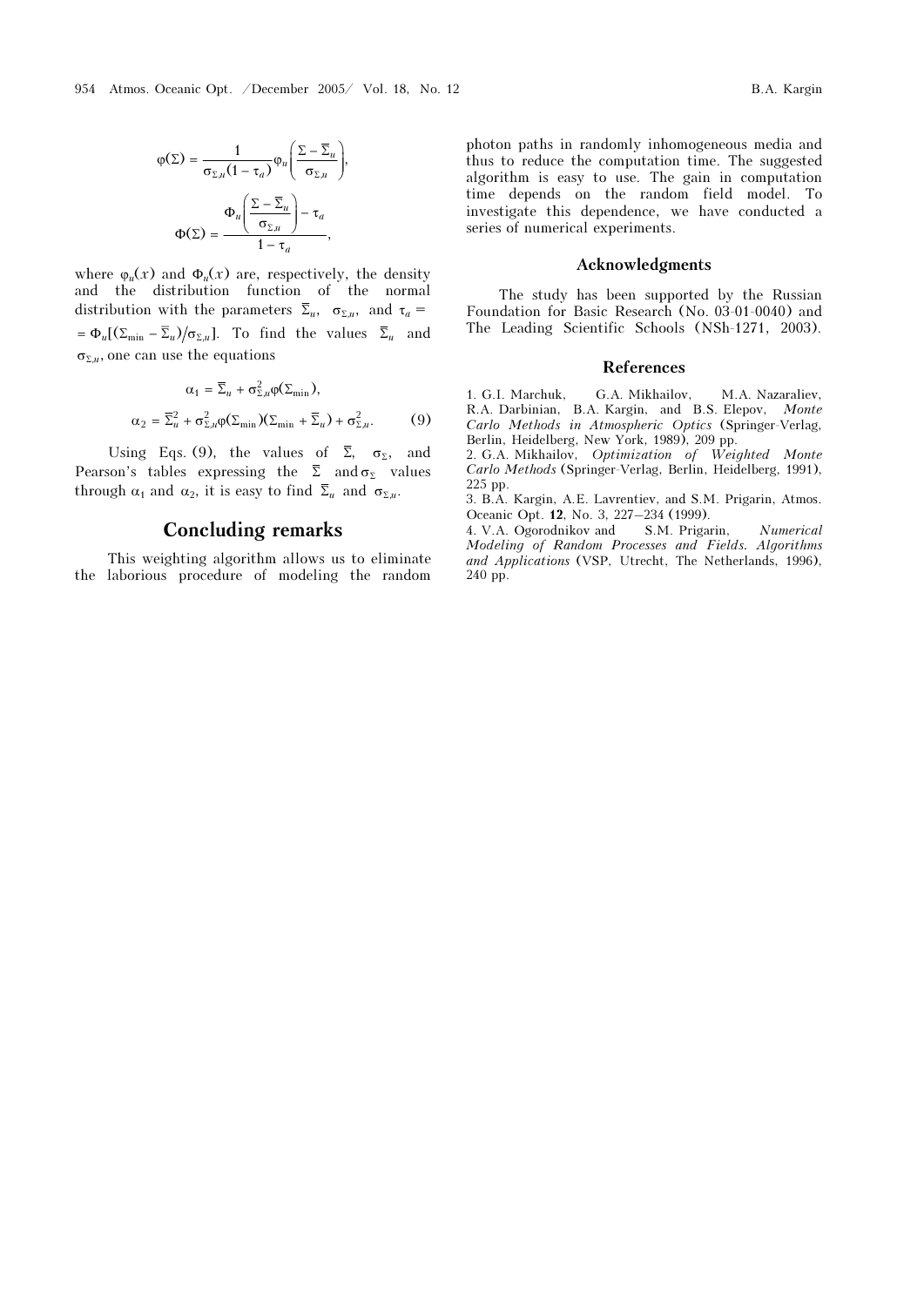$$\varphi(\Sigma) = \frac{1}{\sigma_{\Sigma,u}(1-\tau_a)}\varphi_u\left(\frac{\Sigma - \bar{\Sigma}_u}{\sigma_{\Sigma,u}}\right),$$

$$\Phi(\Sigma) = \frac{\Phi_u\left(\dfrac{\Sigma - \bar{\Sigma}_u}{\sigma_{\Sigma,u}}\right) - \tau_a}{1-\tau_a},$$

where $\varphi_u(x)$ and $\Phi_u(x)$ are, respectively, the density and the distribution function of the normal distribution with the parameters $\bar{\Sigma}_u$, $\sigma_{\Sigma,u}$, and $\tau_a = \Phi_u[(\Sigma_{\min} - \bar{\Sigma}_u)/\sigma_{\Sigma,u}]$. To find the values $\bar{\Sigma}_u$ and $\sigma_{\Sigma,u}$, one can use the equations

$$\alpha_1 = \bar{\Sigma}_u + \sigma^2_{\Sigma,u}\varphi(\Sigma_{\min}),$$

$$\alpha_2 = \bar{\Sigma}^2_u + \sigma^2_{\Sigma,u}\varphi(\Sigma_{\min})(\Sigma_{\min} + \bar{\Sigma}_u) + \sigma^2_{\Sigma,u}. \qquad (9)$$

Using Eqs. (9), the values of $\bar{\Sigma}$, $\sigma_\Sigma$, and Pearson's tables expressing the $\bar{\Sigma}$ and $\sigma_\Sigma$ values through $\alpha_1$ and $\alpha_2$, it is easy to find $\bar{\Sigma}_u$ and $\sigma_{\Sigma,u}$.

## Concluding remarks

This weighting algorithm allows us to eliminate the laborious procedure of modeling the random photon paths in randomly inhomogeneous media and thus to reduce the computation time. The suggested algorithm is easy to use. The gain in computation time depends on the random field model. To investigate this dependence, we have conducted a series of numerical experiments.

### Acknowledgments

The study has been supported by the Russian Foundation for Basic Research (No. 03-01-0040) and The Leading Scientific Schools (NSh-1271, 2003).

### References

1. G.I. Marchuk, G.A. Mikhailov, M.A. Nazaraliev, R.A. Darbinian, B.A. Kargin, and B.S. Elepov, *Monte Carlo Methods in Atmospheric Optics* (Springer-Verlag, Berlin, Heidelberg, New York, 1989), 209 pp.
2. G.A. Mikhailov, *Optimization of Weighted Monte Carlo Methods* (Springer-Verlag, Berlin, Heidelberg, 1991), 225 pp.
3. B.A. Kargin, A.E. Lavrentiev, and S.M. Prigarin, Atmos. Oceanic Opt. **12**, No. 3, 227–234 (1999).
4. V.A. Ogorodnikov and S.M. Prigarin, *Numerical Modeling of Random Processes and Fields. Algorithms and Applications* (VSP, Utrecht, The Netherlands, 1996), 240 pp.